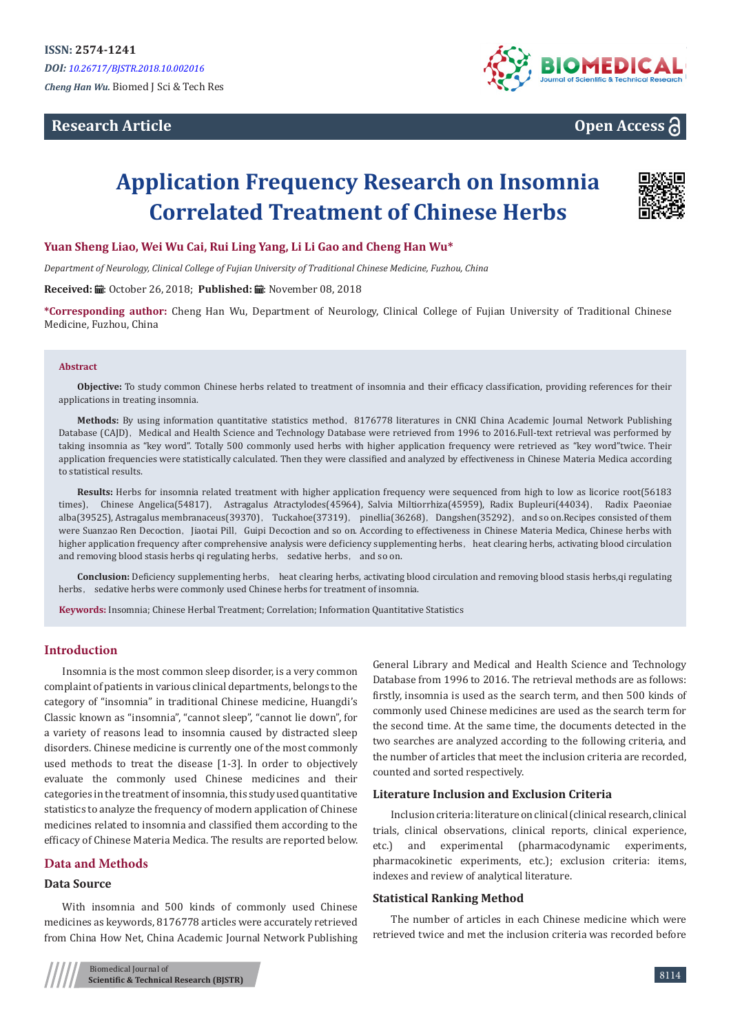ISSN: 2574-1241

*DOI: 10.26717/BJSTR.2018.10.002016*

*Cheng Han Wu.* Biomed J Sci & Tech Res

**Research Article**

**Open Access**

# Application Frequency Research on Insomnia Correlated Treatment of Chinese Herbs

**Yuan Sheng Liao, Wei Wu Cai, Rui Ling Yang, Li Li Gao and Cheng Han Wu***

*Department of Neurology, Clinical College of Fujian University of Traditional Chinese Medicine, Fuzhou, China*

**Received:** October 26, 2018; **Published:** November 08, 2018

***Corresponding author:** Cheng Han Wu, Department of Neurology, Clinical College of Fujian University of Traditional Chinese Medicine, Fuzhou, China

## Abstract

**Objective:** To study common Chinese herbs related to treatment of insomnia and their efficacy classification, providing references for their applications in treating insomnia.

**Methods:** By using information quantitative statistics method，8176778 literatures in CNKI China Academic Journal Network Publishing Database (CAJD)，Medical and Health Science and Technology Database were retrieved from 1996 to 2016.Full-text retrieval was performed by taking insomnia as "key word". Totally 500 commonly used herbs with higher application frequency were retrieved as "key word"twice. Their application frequencies were statistically calculated. Then they were classified and analyzed by effectiveness in Chinese Materia Medica according to statistical results.

**Results:** Herbs for insomnia related treatment with higher application frequency were sequenced from high to low as licorice root(56183 times)，Chinese Angelica(54817)，Astragalus Atractylodes(45964)，Salvia Miltiorrhiza(45959)，Radix Bupleuri(44034)，Radix Paeoniae alba(39525)，Astragalus membranaceus(39370)，Tuckahoe(37319)，pinellia(36268)，Dangshen(35292)，and so on.Recipes consisted of them were Suanzao Ren Decoction，Jiaotai Pill，Guipi Decoction and so on. According to effectiveness in Chinese Materia Medica, Chinese herbs with higher application frequency after comprehensive analysis were deficiency supplementing herbs，heat clearing herbs, activating blood circulation and removing blood stasis herbs qi regulating herbs，sedative herbs，and so on.

**Conclusion:** Deficiency supplementing herbs，heat clearing herbs, activating blood circulation and removing blood stasis herbs,qi regulating herbs，sedative herbs were commonly used Chinese herbs for treatment of insomnia.

**Keywords:** Insomnia; Chinese Herbal Treatment; Correlation; Information Quantitative Statistics

## Introduction

Insomnia is the most common sleep disorder, is a very common complaint of patients in various clinical departments, belongs to the category of "insomnia" in traditional Chinese medicine, Huangdi's Classic known as "insomnia", "cannot sleep", "cannot lie down", for a variety of reasons lead to insomnia caused by distracted sleep disorders. Chinese medicine is currently one of the most commonly used methods to treat the disease [1-3]. In order to objectively evaluate the commonly used Chinese medicines and their categories in the treatment of insomnia, this study used quantitative statistics to analyze the frequency of modern application of Chinese medicines related to insomnia and classified them according to the efficacy of Chinese Materia Medica. The results are reported below.

## Data and Methods

### Data Source

With insomnia and 500 kinds of commonly used Chinese medicines as keywords, 8176778 articles were accurately retrieved from China How Net, China Academic Journal Network Publishing General Library and Medical and Health Science and Technology Database from 1996 to 2016. The retrieval methods are as follows: firstly, insomnia is used as the search term, and then 500 kinds of commonly used Chinese medicines are used as the search term for the second time. At the same time, the documents detected in the two searches are analyzed according to the following criteria, and the number of articles that meet the inclusion criteria are recorded, counted and sorted respectively.

### Literature Inclusion and Exclusion Criteria

Inclusion criteria: literature on clinical (clinical research, clinical trials, clinical observations, clinical reports, clinical experience, etc.) and experimental (pharmacodynamic experiments, pharmacokinetic experiments, etc.); exclusion criteria: items, indexes and review of analytical literature.

### Statistical Ranking Method

The number of articles in each Chinese medicine which were retrieved twice and met the inclusion criteria was recorded before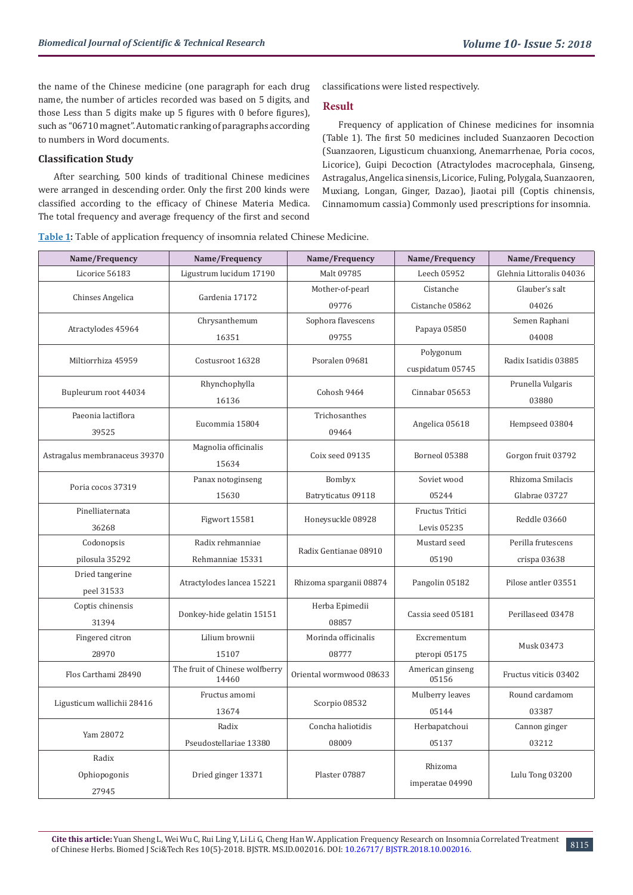the name of the Chinese medicine (one paragraph for each drug name, the number of articles recorded was based on 5 digits, and those Less than 5 digits make up 5 figures with 0 before figures), such as "06710 magnet". Automatic ranking of paragraphs according to numbers in Word documents.

### Classification Study

After searching, 500 kinds of traditional Chinese medicines were arranged in descending order. Only the first 200 kinds were classified according to the efficacy of Chinese Materia Medica. The total frequency and average frequency of the first and second classifications were listed respectively.

## Result

Frequency of application of Chinese medicines for insomnia (Table 1). The first 50 medicines included Suanzaoren Decoction (Suanzaoren, Ligusticum chuanxiong, Anemarrhenae, Poria cocos, Licorice), Guipi Decoction (Atractylodes macrocephala, Ginseng, Astragalus, Angelica sinensis, Licorice, Fuling, Polygala, Suanzaoren, Muxiang, Longan, Ginger, Dazao), Jiaotai pill (Coptis chinensis, Cinnamomum cassia) Commonly used prescriptions for insomnia.

**Table 1:** Table of application frequency of insomnia related Chinese Medicine.

| Name/Frequency | Name/Frequency | Name/Frequency | Name/Frequency | Name/Frequency |
|---|---|---|---|---|
| Licorice 56183 | Ligustrum lucidum 17190 | Malt 09785 | Leech 05952 | Glehnia Littoralis 04036 |
| Chinses Angelica | Gardenia 17172 | Mother-of-pearl 09776 | Cistanche Cistanche 05862 | Glauber's salt 04026 |
| Atractylodes 45964 | Chrysanthemum 16351 | Sophora flavescens 09755 | Papaya 05850 | Semen Raphani 04008 |
| Miltiorrhiza 45959 | Costusroot 16328 | Psoralen 09681 | Polygonum cuspidatum 05745 | Radix Isatidis 03885 |
| Bupleurum root 44034 | Rhynchophylla 16136 | Cohosh 9464 | Cinnabar 05653 | Prunella Vulgaris 03880 |
| Paeonia lactiflora 39525 | Eucommia 15804 | Trichosanthes 09464 | Angelica 05618 | Hempseed 03804 |
| Astragalus membranaceus 39370 | Magnolia officinalis 15634 | Coix seed 09135 | Borneol 05388 | Gorgon fruit 03792 |
| Poria cocos 37319 | Panax notoginseng 15630 | Bombyx Batryticatus 09118 | Soviet wood 05244 | Rhizoma Smilacis Glabrae 03727 |
| Pinelliaternata 36268 | Figwort 15581 | Honeysuckle 08928 | Fructus Tritici Levis 05235 | Reddle 03660 |
| Codonopsis pilosula 35292 | Radix rehmanniae Rehmanniae 15331 | Radix Gentianae 08910 | Mustard seed 05190 | Perilla frutescens crispa 03638 |
| Dried tangerine peel 31533 | Atractylodes lancea 15221 | Rhizoma sparganii 08874 | Pangolin 05182 | Pilose antler 03551 |
| Coptis chinensis 31394 | Donkey-hide gelatin 15151 | Herba Epimedii 08857 | Cassia seed 05181 | Perillaseed 03478 |
| Fingered citron 28970 | Lilium brownii 15107 | Morinda officinalis 08777 | Excrementum pteropi 05175 | Musk 03473 |
| Flos Carthami 28490 | The fruit of Chinese wolfberry 14460 | Oriental wormwood 08633 | American ginseng 05156 | Fructus viticis 03402 |
| Ligusticum wallichii 28416 | Fructus amomi 13674 | Scorpio 08532 | Mulberry leaves 05144 | Round cardamom 03387 |
| Yam 28072 | Radix Pseudostellariae 13380 | Concha haliotidis 08009 | Herbapatchoui 05137 | Cannon ginger 03212 |
| Radix Ophiopogonis 27945 | Dried ginger 13371 | Plaster 07887 | Rhizoma imperatae 04990 | Lulu Tong 03200 |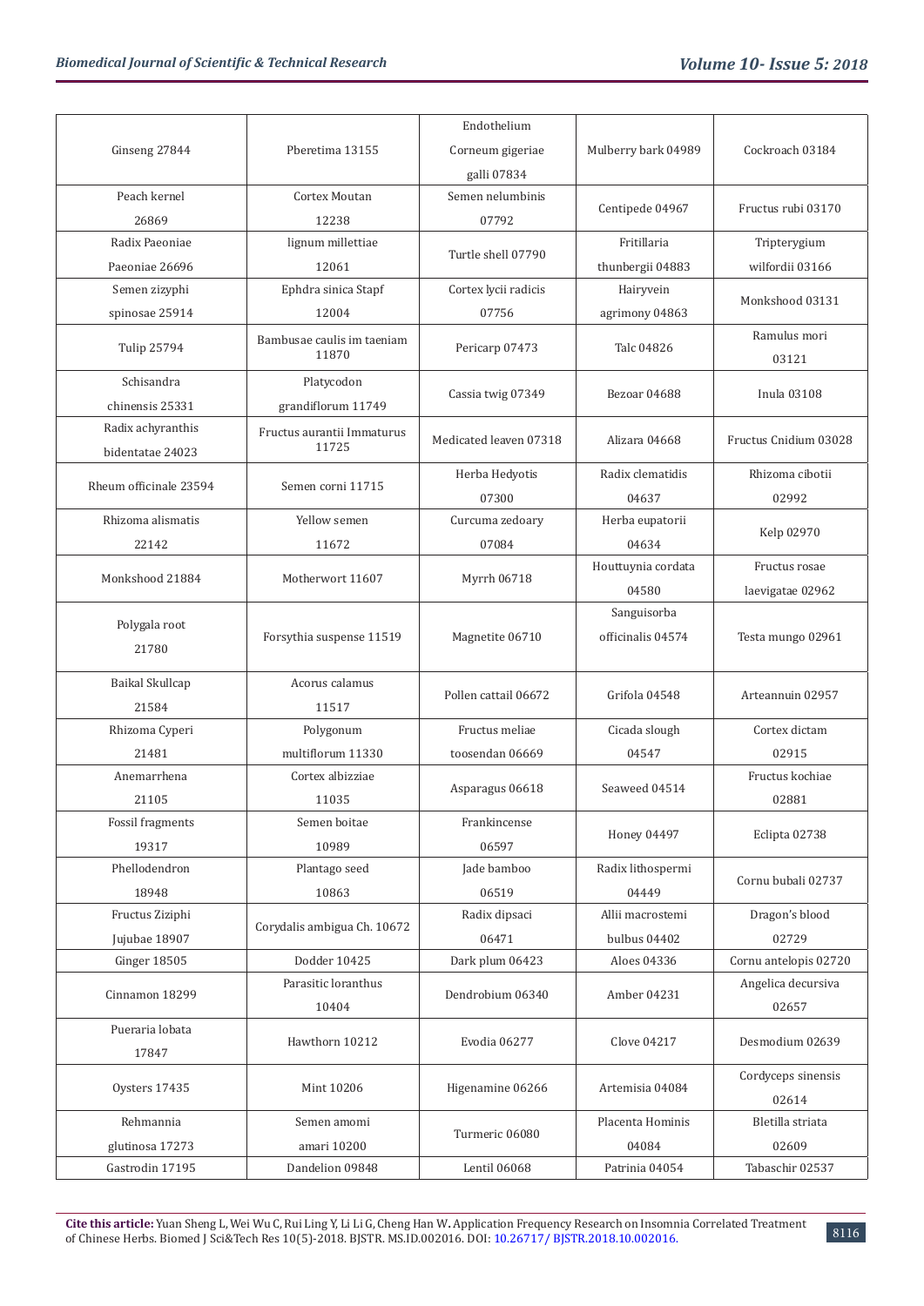| | | | | |
|---|---|---|---|---|
| Ginseng 27844 | Pberetima 13155 | Endothelium Corneum gigeriae galli 07834 | Mulberry bark 04989 | Cockroach 03184 |
| Peach kernel 26869 | Cortex Moutan 12238 | Semen nelumbinis 07792 | Centipede 04967 | Fructus rubi 03170 |
| Radix Paeoniae Paeoniae 26696 | lignum millettiae 12061 | Turtle shell 07790 | Fritillaria thunbergii 04883 | Tripterygium wilfordii 03166 |
| Semen zizyphi spinosae 25914 | Ephdra sinica Stapf 12004 | Cortex lycii radicis 07756 | Hairyvein agrimony 04863 | Monkshood 03131 |
| Tulip 25794 | Bambusae caulis im taeniam 11870 | Pericarp 07473 | Talc 04826 | Ramulus mori 03121 |
| Schisandra chinensis 25331 | Platycodon grandiflorum 11749 | Cassia twig 07349 | Bezoar 04688 | Inula 03108 |
| Radix achyranthis bidentatae 24023 | Fructus aurantii Immaturus 11725 | Medicated leaven 07318 | Alizara 04668 | Fructus Cnidium 03028 |
| Rheum officinale 23594 | Semen corni 11715 | Herba Hedyotis 07300 | Radix clematidis 04637 | Rhizoma cibotii 02992 |
| Rhizoma alismatis 22142 | Yellow semen 11672 | Curcuma zedoary 07084 | Herba eupatorii 04634 | Kelp 02970 |
| Monkshood 21884 | Motherwort 11607 | Myrrh 06718 | Houttuynia cordata 04580 | Fructus rosae laevigatae 02962 |
| Polygala root 21780 | Forsythia suspense 11519 | Magnetite 06710 | Sanguisorba officinalis 04574 | Testa mungo 02961 |
| Baikal Skullcap 21584 | Acorus calamus 11517 | Pollen cattail 06672 | Grifola 04548 | Arteannuin 02957 |
| Rhizoma Cyperi 21481 | Polygonum multiflorum 11330 | Fructus meliae toosendan 06669 | Cicada slough 04547 | Cortex dictam 02915 |
| Anemarrhena 21105 | Cortex albizziae 11035 | Asparagus 06618 | Seaweed 04514 | Fructus kochiae 02881 |
| Fossil fragments 19317 | Semen boitae 10989 | Frankincense 06597 | Honey 04497 | Eclipta 02738 |
| Phellodendron 18948 | Plantago seed 10863 | Jade bamboo 06519 | Radix lithospermi 04449 | Cornu bubali 02737 |
| Fructus Ziziphi Jujubae 18907 | Corydalis ambigua Ch. 10672 | Radix dipsaci 06471 | Allii macrostemi bulbus 04402 | Dragon's blood 02729 |
| Ginger 18505 | Dodder 10425 | Dark plum 06423 | Aloes 04336 | Cornu antelopis 02720 |
| Cinnamon 18299 | Parasitic loranthus 10404 | Dendrobium 06340 | Amber 04231 | Angelica decursiva 02657 |
| Pueraria lobata 17847 | Hawthorn 10212 | Evodia 06277 | Clove 04217 | Desmodium 02639 |
| Oysters 17435 | Mint 10206 | Higenamine 06266 | Artemisia 04084 | Cordyceps sinensis 02614 |
| Rehmannia glutinosa 17273 | Semen amomi amari 10200 | Turmeric 06080 | Placenta Hominis 04084 | Bletilla striata 02609 |
| Gastrodin 17195 | Dandelion 09848 | Lentil 06068 | Patrinia 04054 | Tabaschir 02537 |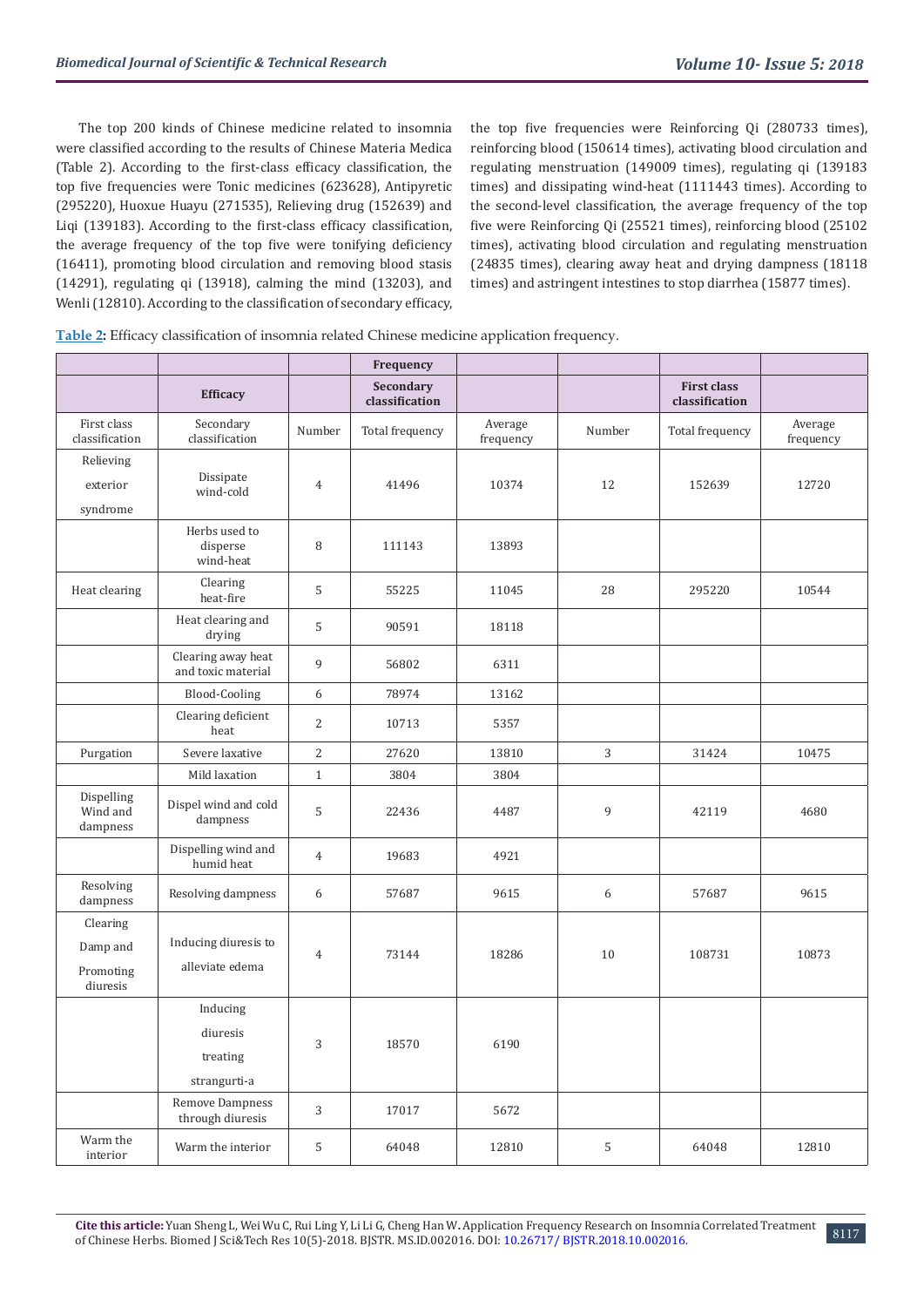The top 200 kinds of Chinese medicine related to insomnia were classified according to the results of Chinese Materia Medica (Table 2). According to the first-class efficacy classification, the top five frequencies were Tonic medicines (623628), Antipyretic (295220), Huoxue Huayu (271535), Relieving drug (152639) and Liqi (139183). According to the first-class efficacy classification, the average frequency of the top five were tonifying deficiency (16411), promoting blood circulation and removing blood stasis (14291), regulating qi (13918), calming the mind (13203), and Wenli (12810). According to the classification of secondary efficacy, the top five frequencies were Reinforcing Qi (280733 times), reinforcing blood (150614 times), activating blood circulation and regulating menstruation (149009 times), regulating qi (139183 times) and dissipating wind-heat (1111443 times). According to the second-level classification, the average frequency of the top five were Reinforcing Qi (25521 times), reinforcing blood (25102 times), activating blood circulation and regulating menstruation (24835 times), clearing away heat and drying dampness (18118 times) and astringent intestines to stop diarrhea (15877 times).

**Table 2:** Efficacy classification of insomnia related Chinese medicine application frequency.

| | | | Frequency | | | | |
|---|---|---|---|---|---|---|---|
| | Efficacy | | Secondary classification | | | First class classification | |
| First class classification | Secondary classification | Number | Total frequency | Average frequency | Number | Total frequency | Average frequency |
| Relieving exterior syndrome | Dissipate wind-cold | 4 | 41496 | 10374 | 12 | 152639 | 12720 |
| | Herbs used to disperse wind-heat | 8 | 111143 | 13893 | | | |
| Heat clearing | Clearing heat-fire | 5 | 55225 | 11045 | 28 | 295220 | 10544 |
| | Heat clearing and drying | 5 | 90591 | 18118 | | | |
| | Clearing away heat and toxic material | 9 | 56802 | 6311 | | | |
| | Blood-Cooling | 6 | 78974 | 13162 | | | |
| | Clearing deficient heat | 2 | 10713 | 5357 | | | |
| Purgation | Severe laxative | 2 | 27620 | 13810 | 3 | 31424 | 10475 |
| | Mild laxation | 1 | 3804 | 3804 | | | |
| Dispelling Wind and dampness | Dispel wind and cold dampness | 5 | 22436 | 4487 | 9 | 42119 | 4680 |
| | Dispelling wind and humid heat | 4 | 19683 | 4921 | | | |
| Resolving dampness | Resolving dampness | 6 | 57687 | 9615 | 6 | 57687 | 9615 |
| Clearing Damp and Promoting diuresis | Inducing diuresis to alleviate edema | 4 | 73144 | 18286 | 10 | 108731 | 10873 |
| | Inducing diuresis treating strangurti-a | 3 | 18570 | 6190 | | | |
| | Remove Dampness through diuresis | 3 | 17017 | 5672 | | | |
| Warm the interior | Warm the interior | 5 | 64048 | 12810 | 5 | 64048 | 12810 |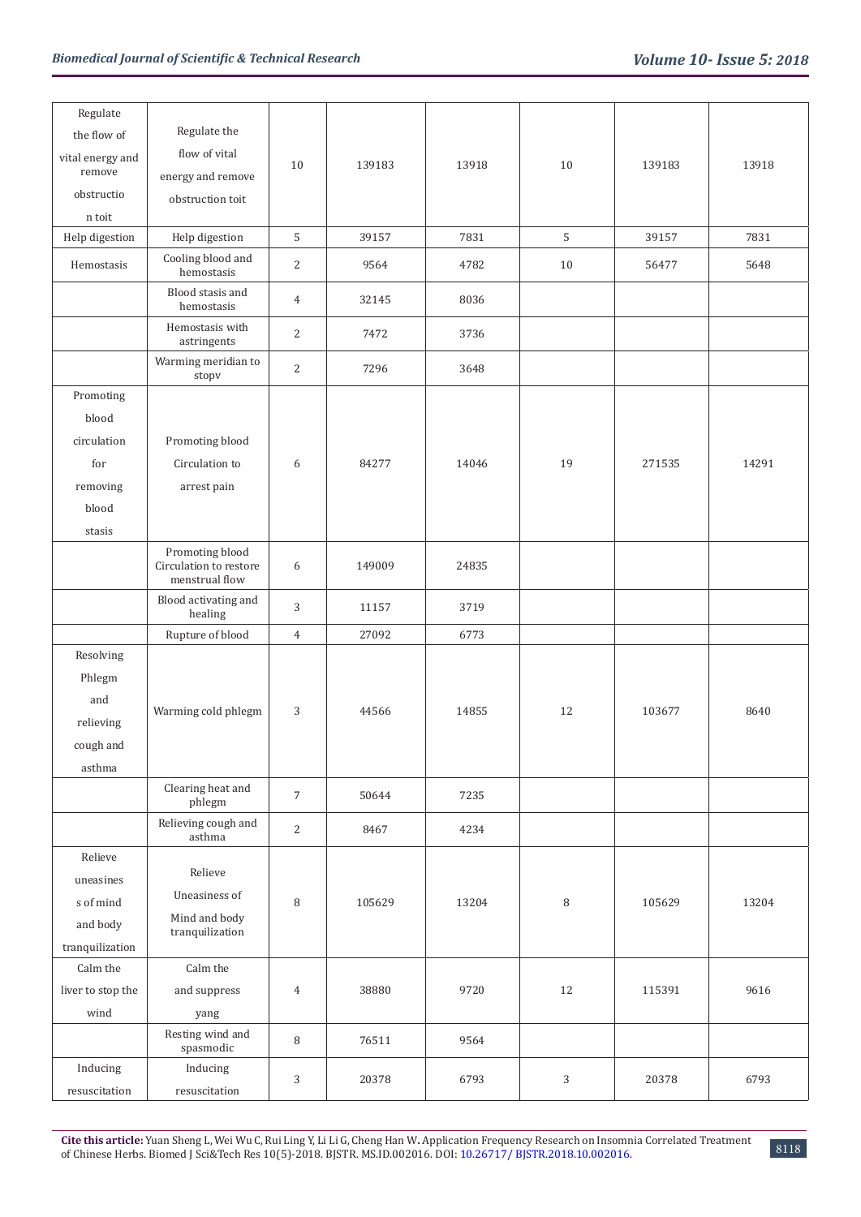| Regulate the flow of vital energy and remove obstructio n toit | Regulate the flow of vital energy and remove obstruction toit | 10 | 139183 | 13918 | 10 | 139183 | 13918 |
|---|---|---|---|---|---|---|---|
| Help digestion | Help digestion | 5 | 39157 | 7831 | 5 | 39157 | 7831 |
| Hemostasis | Cooling blood and hemostasis | 2 | 9564 | 4782 | 10 | 56477 | 5648 |
| | Blood stasis and hemostasis | 4 | 32145 | 8036 | | | |
| | Hemostasis with astringents | 2 | 7472 | 3736 | | | |
| | Warming meridian to stopv | 2 | 7296 | 3648 | | | |
| Promoting blood circulation for removing blood stasis | Promoting blood Circulation to arrest pain | 6 | 84277 | 14046 | 19 | 271535 | 14291 |
| | Promoting blood Circulation to restore menstrual flow | 6 | 149009 | 24835 | | | |
| | Blood activating and healing | 3 | 11157 | 3719 | | | |
| | Rupture of blood | 4 | 27092 | 6773 | | | |
| Resolving Phlegm and relieving cough and asthma | Warming cold phlegm | 3 | 44566 | 14855 | 12 | 103677 | 8640 |
| | Clearing heat and phlegm | 7 | 50644 | 7235 | | | |
| | Relieving cough and asthma | 2 | 8467 | 4234 | | | |
| Relieve uneasines s of mind and body tranquilization | Relieve Uneasiness of Mind and body tranquilization | 8 | 105629 | 13204 | 8 | 105629 | 13204 |
| Calm the liver to stop the wind | Calm the and suppress yang | 4 | 38880 | 9720 | 12 | 115391 | 9616 |
| | Resting wind and spasmodic | 8 | 76511 | 9564 | | | |
| Inducing resuscitation | Inducing resuscitation | 3 | 20378 | 6793 | 3 | 20378 | 6793 |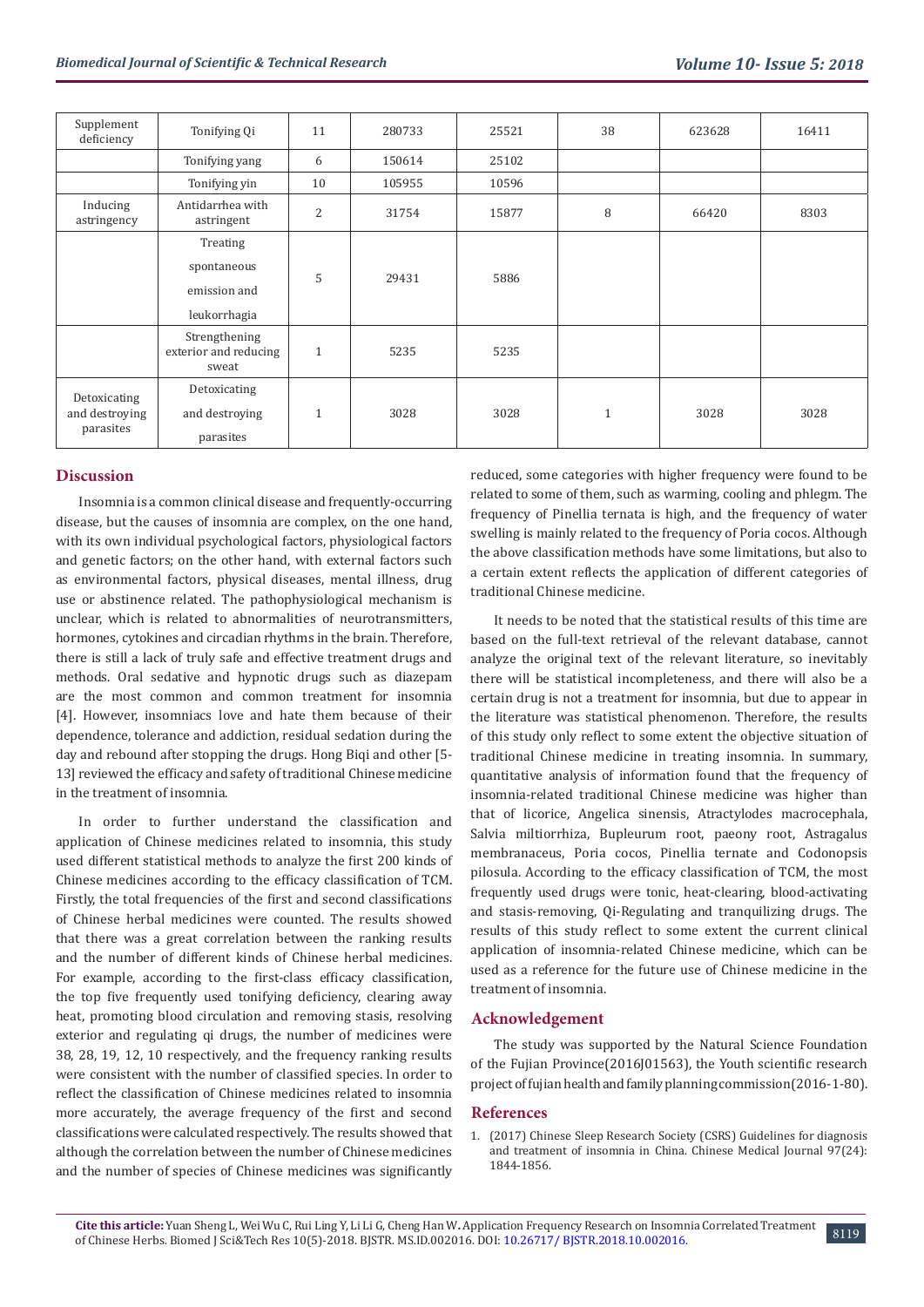| Supplement deficiency | Tonifying Qi | 11 | 280733 | 25521 | 38 | 623628 | 16411 |
|---|---|---|---|---|---|---|---|
| | Tonifying yang | 6 | 150614 | 25102 | | | |
| | Tonifying yin | 10 | 105955 | 10596 | | | |
| Inducing astringency | Antidarrhea with astringent | 2 | 31754 | 15877 | 8 | 66420 | 8303 |
| | Treating spontaneous emission and leukorrhagia | 5 | 29431 | 5886 | | | |
| | Strengthening exterior and reducing sweat | 1 | 5235 | 5235 | | | |
| Detoxicating and destroying parasites | Detoxicating and destroying parasites | 1 | 3028 | 3028 | 1 | 3028 | 3028 |

## Discussion

Insomnia is a common clinical disease and frequently-occurring disease, but the causes of insomnia are complex, on the one hand, with its own individual psychological factors, physiological factors and genetic factors; on the other hand, with external factors such as environmental factors, physical diseases, mental illness, drug use or abstinence related. The pathophysiological mechanism is unclear, which is related to abnormalities of neurotransmitters, hormones, cytokines and circadian rhythms in the brain. Therefore, there is still a lack of truly safe and effective treatment drugs and methods. Oral sedative and hypnotic drugs such as diazepam are the most common and common treatment for insomnia [4]. However, insomniacs love and hate them because of their dependence, tolerance and addiction, residual sedation during the day and rebound after stopping the drugs. Hong Biqi and other [5-13] reviewed the efficacy and safety of traditional Chinese medicine in the treatment of insomnia.

In order to further understand the classification and application of Chinese medicines related to insomnia, this study used different statistical methods to analyze the first 200 kinds of Chinese medicines according to the efficacy classification of TCM. Firstly, the total frequencies of the first and second classifications of Chinese herbal medicines were counted. The results showed that there was a great correlation between the ranking results and the number of different kinds of Chinese herbal medicines. For example, according to the first-class efficacy classification, the top five frequently used tonifying deficiency, clearing away heat, promoting blood circulation and removing stasis, resolving exterior and regulating qi drugs, the number of medicines were 38, 28, 19, 12, 10 respectively, and the frequency ranking results were consistent with the number of classified species. In order to reflect the classification of Chinese medicines related to insomnia more accurately, the average frequency of the first and second classifications were calculated respectively. The results showed that although the correlation between the number of Chinese medicines and the number of species of Chinese medicines was significantly reduced, some categories with higher frequency were found to be related to some of them, such as warming, cooling and phlegm. The frequency of Pinellia ternata is high, and the frequency of water swelling is mainly related to the frequency of Poria cocos. Although the above classification methods have some limitations, but also to a certain extent reflects the application of different categories of traditional Chinese medicine.

It needs to be noted that the statistical results of this time are based on the full-text retrieval of the relevant database, cannot analyze the original text of the relevant literature, so inevitably there will be statistical incompleteness, and there will also be a certain drug is not a treatment for insomnia, but due to appear in the literature was statistical phenomenon. Therefore, the results of this study only reflect to some extent the objective situation of traditional Chinese medicine in treating insomnia. In summary, quantitative analysis of information found that the frequency of insomnia-related traditional Chinese medicine was higher than that of licorice, Angelica sinensis, Atractylodes macrocephala, Salvia miltiorrhiza, Bupleurum root, paeony root, Astragalus membranaceus, Poria cocos, Pinellia ternate and Codonopsis pilosula. According to the efficacy classification of TCM, the most frequently used drugs were tonic, heat-clearing, blood-activating and stasis-removing, Qi-Regulating and tranquilizing drugs. The results of this study reflect to some extent the current clinical application of insomnia-related Chinese medicine, which can be used as a reference for the future use of Chinese medicine in the treatment of insomnia.

## Acknowledgement

The study was supported by the Natural Science Foundation of the Fujian Province(2016J01563), the Youth scientific research project of fujian health and family planning commission(2016-1-80).

## References

1. (2017) Chinese Sleep Research Society (CSRS) Guidelines for diagnosis and treatment of insomnia in China. Chinese Medical Journal 97(24): 1844-1856.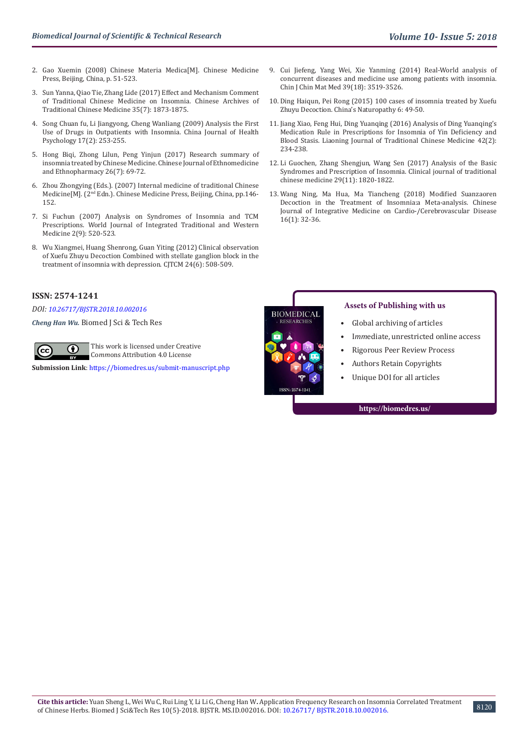2. Gao Xuemin (2008) Chinese Materia Medica[M]. Chinese Medicine Press, Beijing, China, p. 51-523.
3. Sun Yanna, Qiao Tie, Zhang Lide (2017) Effect and Mechanism Comment of Traditional Chinese Medicine on Insomnia. Chinese Archives of Traditional Chinese Medicine 35(7): 1873-1875.
4. Song Chuan fu, Li Jiangyong, Cheng Wanliang (2009) Analysis the First Use of Drugs in Outpatients with Insomnia. China Journal of Health Psychology 17(2): 253-255.
5. Hong Biqi, Zhong Lilun, Peng Yinjun (2017) Research summary of insomnia treated by Chinese Medicine. Chinese Journal of Ethnomedicine and Ethnopharmacy 26(7): 69-72.
6. Zhou Zhongying (Eds.). (2007) Internal medicine of traditional Chinese Medicine[M]. (2nd Edn.). Chinese Medicine Press, Beijing, China, pp.146-152.
7. Si Fuchun (2007) Analysis on Syndromes of Insomnia and TCM Prescriptions. World Journal of Integrated Traditional and Western Medicine 2(9): 520-523.
8. Wu Xiangmei, Huang Shenrong, Guan Yiting (2012) Clinical observation of Xuefu Zhuyu Decoction Combined with stellate ganglion block in the treatment of insomnia with depression. CJTCM 24(6): 508-509.
9. Cui Jiefeng, Yang Wei, Xie Yanming (2014) Real-World analysis of concurrent diseases and medicine use among patients with insomnia. Chin J Chin Mat Med 39(18): 3519-3526.
10. Ding Haiqun, Pei Rong (2015) 100 cases of insomnia treated by Xuefu Zhuyu Decoction. China's Naturopathy 6: 49-50.
11. Jiang Xiao, Feng Hui, Ding Yuanqing (2016) Analysis of Ding Yuanqing's Medication Rule in Prescriptions for Insomnia of Yin Deficiency and Blood Stasis. Liaoning Journal of Traditional Chinese Medicine 42(2): 234-238.
12. Li Guochen, Zhang Shengjun, Wang Sen (2017) Analysis of the Basic Syndromes and Prescription of Insomnia. Clinical journal of traditional chinese medicine 29(11): 1820-1822.
13. Wang Ning, Ma Hua, Ma Tiancheng (2018) Modified Suanzaoren Decoction in the Treatment of Insomnia:a Meta-analysis. Chinese Journal of Integrative Medicine on Cardio-/Cerebrovascular Disease 16(1): 32-36.

**ISSN: 2574-1241**

*DOI: 10.26717/BJSTR.2018.10.002016*

***Cheng Han Wu.*** Biomed J Sci & Tech Res

This work is licensed under Creative Commons Attribution 4.0 License

**Submission Link**: https://biomedres.us/submit-manuscript.php

**Assets of Publishing with us**

- Global archiving of articles
- Immediate, unrestricted online access
- Rigorous Peer Review Process
- Authors Retain Copyrights
- Unique DOI for all articles

**https://biomedres.us/**

**Cite this article:** Yuan Sheng L, Wei Wu C, Rui Ling Y, Li Li G, Cheng Han W. Application Frequency Research on Insomnia Correlated Treatment of Chinese Herbs. Biomed J Sci&Tech Res 10(5)-2018. BJSTR. MS.ID.002016. DOI: 10.26717/ BJSTR.2018.10.002016.